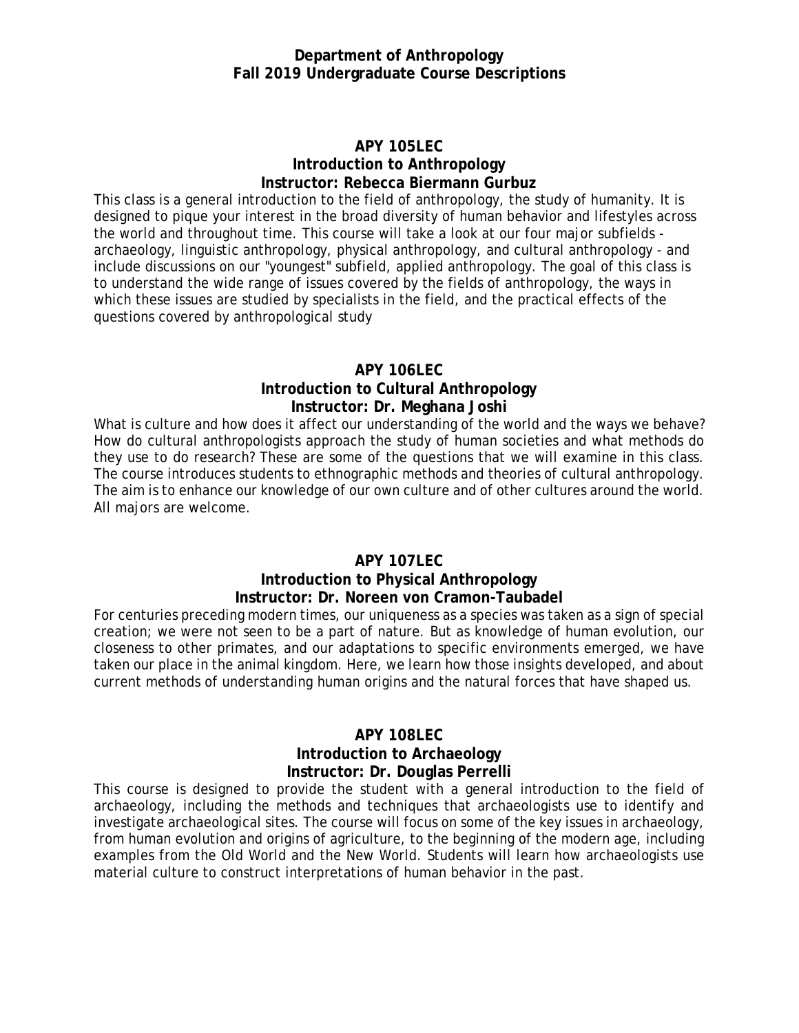# Department of Anthropology
## Fall 2019 Undergraduate Course Descriptions

### APY 105LEC
### Introduction to Anthropology
### Instructor: Rebecca Biermann Gurbuz

This class is a general introduction to the field of anthropology, the study of humanity. It is designed to pique your interest in the broad diversity of human behavior and lifestyles across the world and throughout time. This course will take a look at our four major subfields - archaeology, linguistic anthropology, physical anthropology, and cultural anthropology - and include discussions on our "youngest" subfield, applied anthropology. The goal of this class is to understand the wide range of issues covered by the fields of anthropology, the ways in which these issues are studied by specialists in the field, and the practical effects of the questions covered by anthropological study

### APY 106LEC
### Introduction to Cultural Anthropology
### Instructor: Dr. Meghana Joshi

What is culture and how does it affect our understanding of the world and the ways we behave? How do cultural anthropologists approach the study of human societies and what methods do they use to do research? These are some of the questions that we will examine in this class. The course introduces students to ethnographic methods and theories of cultural anthropology. The aim is to enhance our knowledge of our own culture and of other cultures around the world. All majors are welcome.

### APY 107LEC
### Introduction to Physical Anthropology
### Instructor: Dr. Noreen von Cramon-Taubadel

For centuries preceding modern times, our uniqueness as a species was taken as a sign of special creation; we were not seen to be a part of nature. But as knowledge of human evolution, our closeness to other primates, and our adaptations to specific environments emerged, we have taken our place in the animal kingdom. Here, we learn how those insights developed, and about current methods of understanding human origins and the natural forces that have shaped us.

### APY 108LEC
### Introduction to Archaeology
### Instructor: Dr. Douglas Perrelli

This course is designed to provide the student with a general introduction to the field of archaeology, including the methods and techniques that archaeologists use to identify and investigate archaeological sites. The course will focus on some of the key issues in archaeology, from human evolution and origins of agriculture, to the beginning of the modern age, including examples from the Old World and the New World. Students will learn how archaeologists use material culture to construct interpretations of human behavior in the past.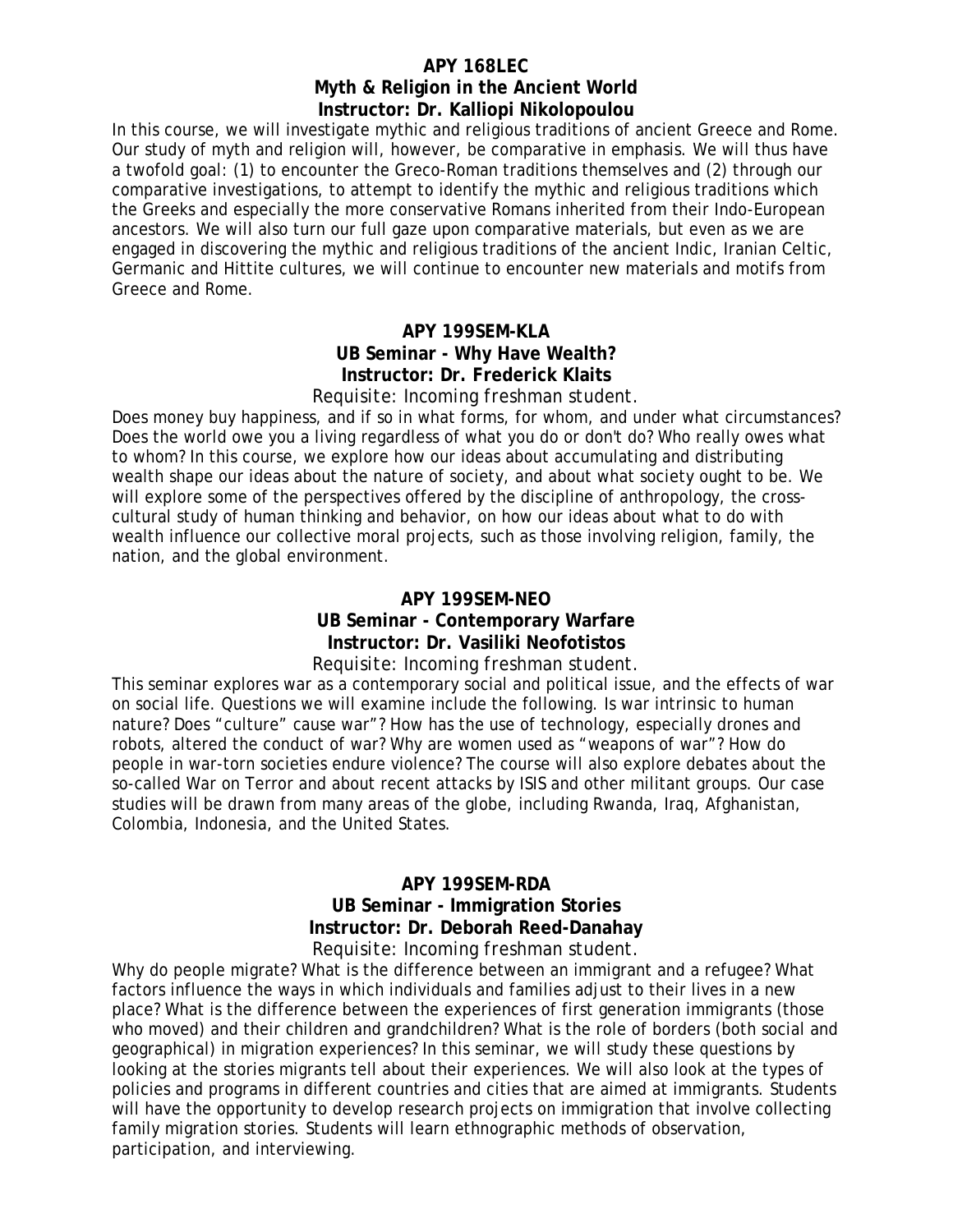**APY 168LEC**
**Myth & Religion in the Ancient World**
**Instructor: Dr. Kalliopi Nikolopoulou**

In this course, we will investigate mythic and religious traditions of ancient Greece and Rome. Our study of myth and religion will, however, be comparative in emphasis. We will thus have a twofold goal: (1) to encounter the Greco-Roman traditions themselves and (2) through our comparative investigations, to attempt to identify the mythic and religious traditions which the Greeks and especially the more conservative Romans inherited from their Indo-European ancestors. We will also turn our full gaze upon comparative materials, but even as we are engaged in discovering the mythic and religious traditions of the ancient Indic, Iranian Celtic, Germanic and Hittite cultures, we will continue to encounter new materials and motifs from Greece and Rome.

**APY 199SEM-KLA**
**UB Seminar - Why Have Wealth?**
**Instructor: Dr. Frederick Klaits**
*Requisite: Incoming freshman student.*

Does money buy happiness, and if so in what forms, for whom, and under what circumstances? Does the world owe you a living regardless of what you do or don't do? Who really owes what to whom? In this course, we explore how our ideas about accumulating and distributing wealth shape our ideas about the nature of society, and about what society ought to be. We will explore some of the perspectives offered by the discipline of anthropology, the cross-cultural study of human thinking and behavior, on how our ideas about what to do with wealth influence our collective moral projects, such as those involving religion, family, the nation, and the global environment.

**APY 199SEM-NEO**
**UB Seminar - Contemporary Warfare**
**Instructor: Dr. Vasiliki Neofotistos**
*Requisite: Incoming freshman student.*

This seminar explores war as a contemporary social and political issue, and the effects of war on social life. Questions we will examine include the following. Is war intrinsic to human nature? Does "culture" cause war"? How has the use of technology, especially drones and robots, altered the conduct of war? Why are women used as "weapons of war"? How do people in war-torn societies endure violence? The course will also explore debates about the so-called War on Terror and about recent attacks by ISIS and other militant groups. Our case studies will be drawn from many areas of the globe, including Rwanda, Iraq, Afghanistan, Colombia, Indonesia, and the United States.

**APY 199SEM-RDA**
**UB Seminar - Immigration Stories**
**Instructor: Dr. Deborah Reed-Danahay**
*Requisite: Incoming freshman student.*

Why do people migrate? What is the difference between an immigrant and a refugee? What factors influence the ways in which individuals and families adjust to their lives in a new place? What is the difference between the experiences of first generation immigrants (those who moved) and their children and grandchildren? What is the role of borders (both social and geographical) in migration experiences? In this seminar, we will study these questions by looking at the stories migrants tell about their experiences. We will also look at the types of policies and programs in different countries and cities that are aimed at immigrants. Students will have the opportunity to develop research projects on immigration that involve collecting family migration stories. Students will learn ethnographic methods of observation, participation, and interviewing.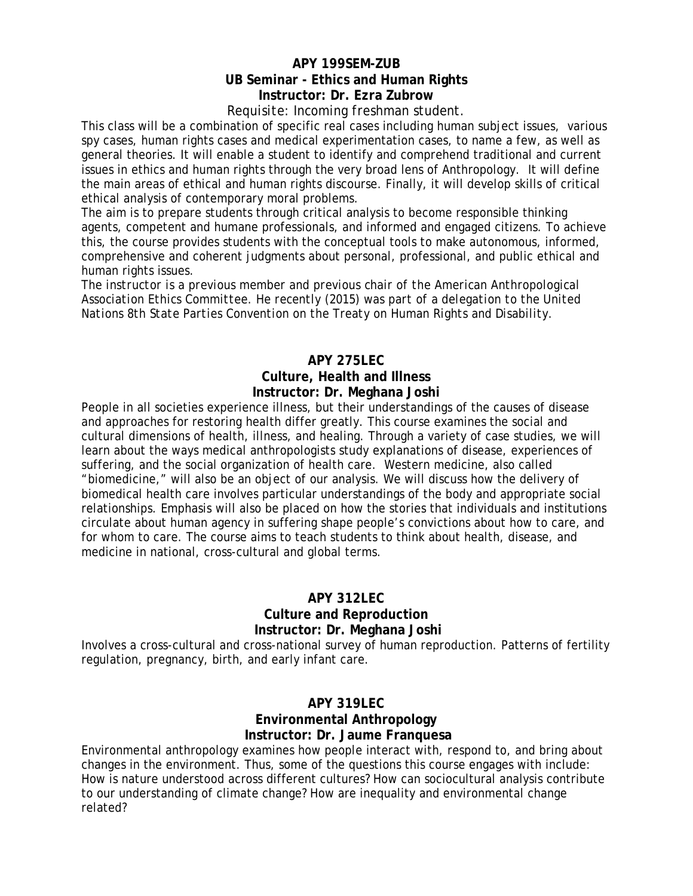### APY 199SEM-ZUB
### UB Seminar - Ethics and Human Rights
### Instructor: Dr. Ezra Zubrow

*Requisite: Incoming freshman student.*

This class will be a combination of specific real cases including human subject issues, various spy cases, human rights cases and medical experimentation cases, to name a few, as well as general theories. It will enable a student to identify and comprehend traditional and current issues in ethics and human rights through the very broad lens of Anthropology. It will define the main areas of ethical and human rights discourse. Finally, it will develop skills of critical ethical analysis of contemporary moral problems.

The aim is to prepare students through critical analysis to become responsible thinking agents, competent and humane professionals, and informed and engaged citizens. To achieve this, the course provides students with the conceptual tools to make autonomous, informed, comprehensive and coherent judgments about personal, professional, and public ethical and human rights issues.

*The instructor is a previous member and previous chair of the American Anthropological Association Ethics Committee. He recently (2015) was part of a delegation to the United Nations 8th State Parties Convention on the Treaty on Human Rights and Disability.*

### APY 275LEC
### Culture, Health and Illness
### Instructor: Dr. Meghana Joshi

People in all societies experience illness, but their understandings of the causes of disease and approaches for restoring health differ greatly. This course examines the social and cultural dimensions of health, illness, and healing. Through a variety of case studies, we will learn about the ways medical anthropologists study explanations of disease, experiences of suffering, and the social organization of health care. Western medicine, also called "biomedicine," will also be an object of our analysis. We will discuss how the delivery of biomedical health care involves particular understandings of the body and appropriate social relationships. Emphasis will also be placed on how the stories that individuals and institutions circulate about human agency in suffering shape people's convictions about how to care, and for whom to care. The course aims to teach students to think about health, disease, and medicine in national, cross-cultural and global terms.

### APY 312LEC
### Culture and Reproduction
### Instructor: Dr. Meghana Joshi

Involves a cross-cultural and cross-national survey of human reproduction. Patterns of fertility regulation, pregnancy, birth, and early infant care.

### APY 319LEC
### Environmental Anthropology
### Instructor: Dr. Jaume Franquesa

Environmental anthropology examines how people interact with, respond to, and bring about changes in the environment. Thus, some of the questions this course engages with include: How is nature understood across different cultures? How can sociocultural analysis contribute to our understanding of climate change? How are inequality and environmental change related?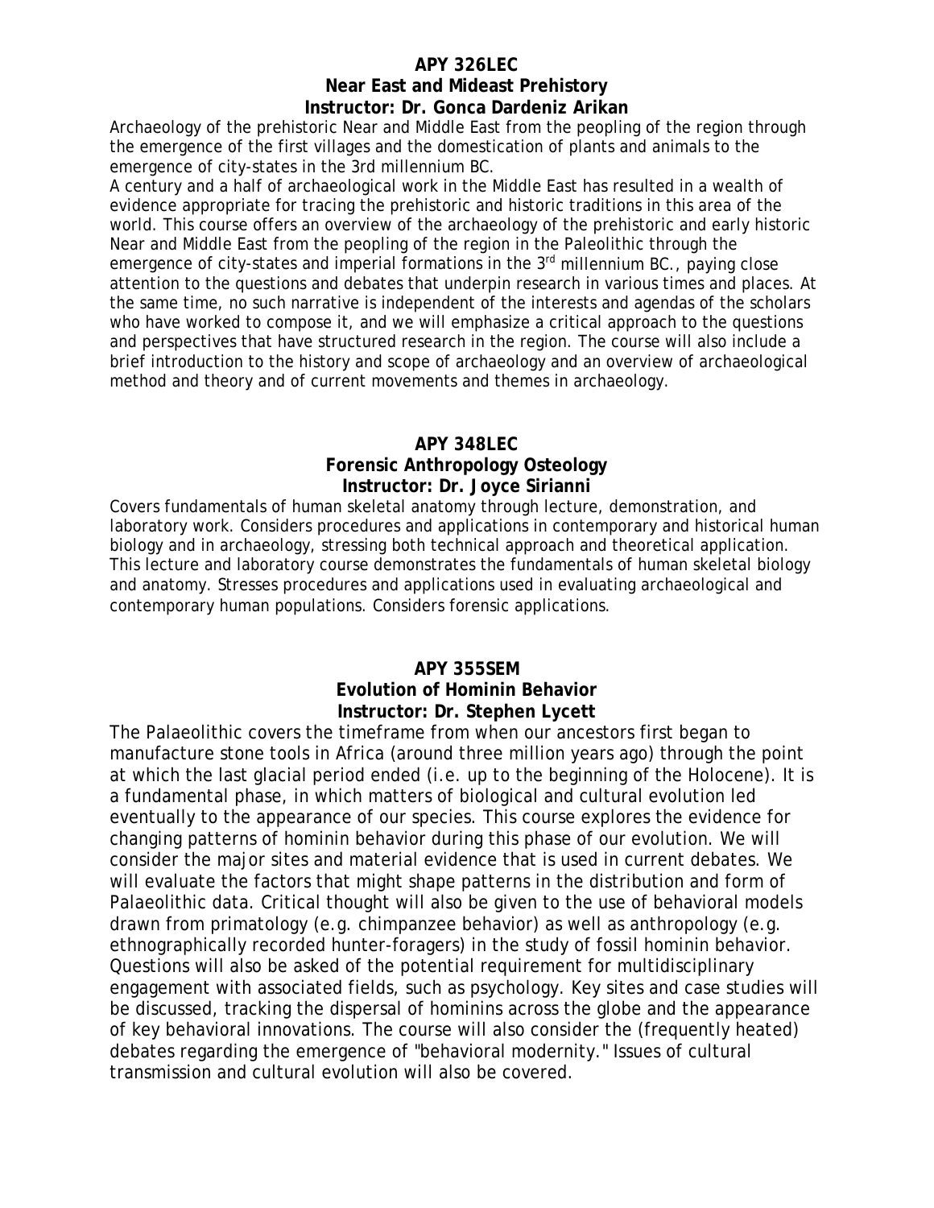**APY 326LEC**
**Near East and Mideast Prehistory**
**Instructor: Dr. Gonca Dardeniz Arikan**

Archaeology of the prehistoric Near and Middle East from the peopling of the region through the emergence of the first villages and the domestication of plants and animals to the emergence of city-states in the 3rd millennium BC.

A century and a half of archaeological work in the Middle East has resulted in a wealth of evidence appropriate for tracing the prehistoric and historic traditions in this area of the world. This course offers an overview of the archaeology of the prehistoric and early historic Near and Middle East from the peopling of the region in the Paleolithic through the emergence of city-states and imperial formations in the 3rd millennium BC., paying close attention to the questions and debates that underpin research in various times and places. At the same time, no such narrative is independent of the interests and agendas of the scholars who have worked to compose it, and we will emphasize a critical approach to the questions and perspectives that have structured research in the region. The course will also include a brief introduction to the history and scope of archaeology and an overview of archaeological method and theory and of current movements and themes in archaeology.

**APY 348LEC**
**Forensic Anthropology Osteology**
**Instructor: Dr. Joyce Sirianni**

Covers fundamentals of human skeletal anatomy through lecture, demonstration, and laboratory work. Considers procedures and applications in contemporary and historical human biology and in archaeology, stressing both technical approach and theoretical application. This lecture and laboratory course demonstrates the fundamentals of human skeletal biology and anatomy. Stresses procedures and applications used in evaluating archaeological and contemporary human populations. Considers forensic applications.

**APY 355SEM**
**Evolution of Hominin Behavior**
**Instructor: Dr. Stephen Lycett**

The Palaeolithic covers the timeframe from when our ancestors first began to manufacture stone tools in Africa (around three million years ago) through the point at which the last glacial period ended (i.e. up to the beginning of the Holocene). It is a fundamental phase, in which matters of biological and cultural evolution led eventually to the appearance of our species. This course explores the evidence for changing patterns of hominin behavior during this phase of our evolution. We will consider the major sites and material evidence that is used in current debates. We will evaluate the factors that might shape patterns in the distribution and form of Palaeolithic data. Critical thought will also be given to the use of behavioral models drawn from primatology (e.g. chimpanzee behavior) as well as anthropology (e.g. ethnographically recorded hunter-foragers) in the study of fossil hominin behavior. Questions will also be asked of the potential requirement for multidisciplinary engagement with associated fields, such as psychology. Key sites and case studies will be discussed, tracking the dispersal of hominins across the globe and the appearance of key behavioral innovations. The course will also consider the (frequently heated) debates regarding the emergence of "behavioral modernity." Issues of cultural transmission and cultural evolution will also be covered.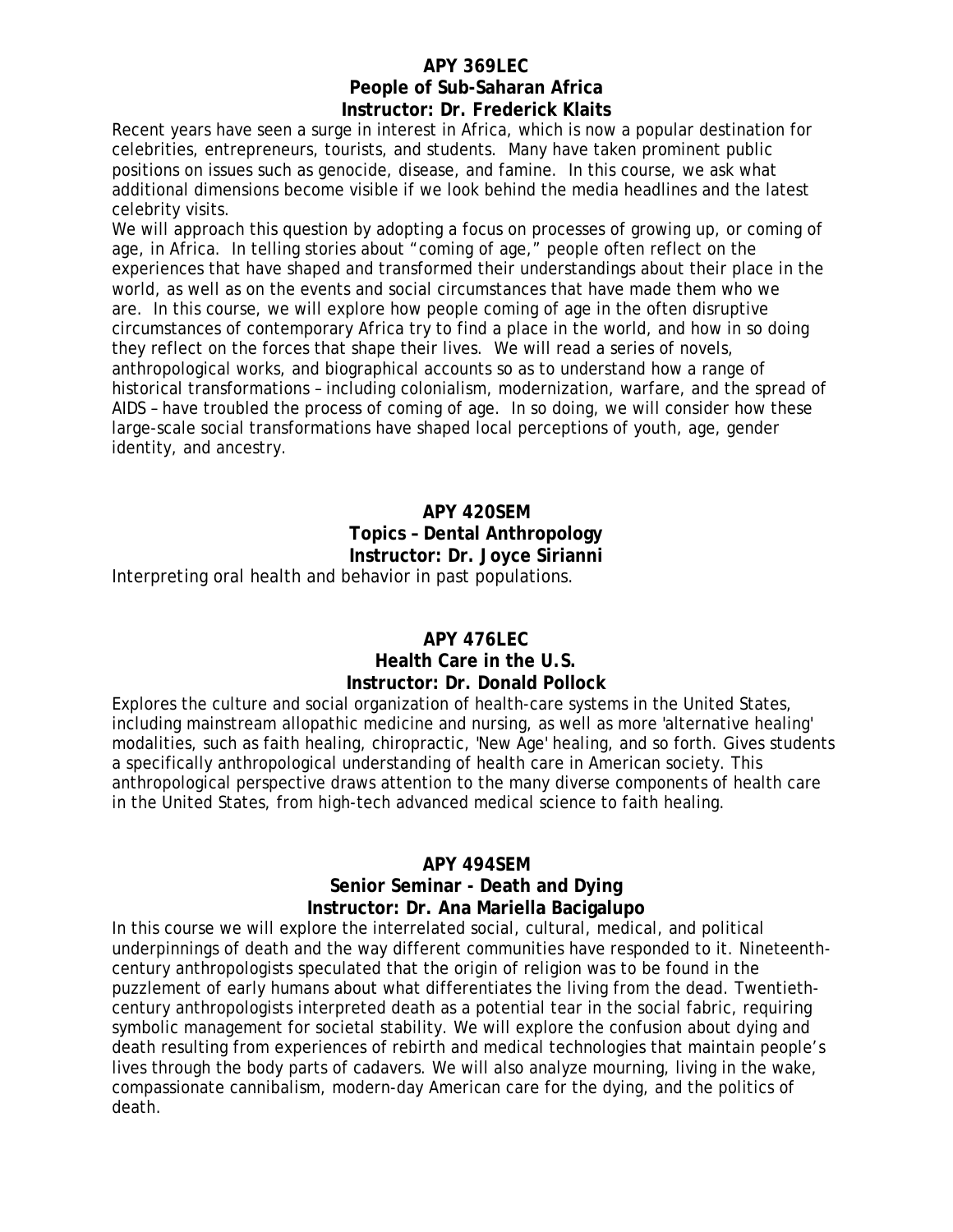**APY 369LEC**
**People of Sub-Saharan Africa**
**Instructor: Dr. Frederick Klaits**

Recent years have seen a surge in interest in Africa, which is now a popular destination for celebrities, entrepreneurs, tourists, and students. Many have taken prominent public positions on issues such as genocide, disease, and famine. In this course, we ask what additional dimensions become visible if we look behind the media headlines and the latest celebrity visits.

We will approach this question by adopting a focus on processes of growing up, or coming of age, in Africa. In telling stories about "coming of age," people often reflect on the experiences that have shaped and transformed their understandings about their place in the world, as well as on the events and social circumstances that have made them who we are. In this course, we will explore how people coming of age in the often disruptive circumstances of contemporary Africa try to find a place in the world, and how in so doing they reflect on the forces that shape their lives. We will read a series of novels, anthropological works, and biographical accounts so as to understand how a range of historical transformations – including colonialism, modernization, warfare, and the spread of AIDS – have troubled the process of coming of age. In so doing, we will consider how these large-scale social transformations have shaped local perceptions of youth, age, gender identity, and ancestry.

**APY 420SEM**
**Topics – Dental Anthropology**
**Instructor: Dr. Joyce Sirianni**

Interpreting oral health and behavior in past populations.

**APY 476LEC**
**Health Care in the U.S.**
**Instructor: Dr. Donald Pollock**

Explores the culture and social organization of health-care systems in the United States, including mainstream allopathic medicine and nursing, as well as more 'alternative healing' modalities, such as faith healing, chiropractic, 'New Age' healing, and so forth. Gives students a specifically anthropological understanding of health care in American society. This anthropological perspective draws attention to the many diverse components of health care in the United States, from high-tech advanced medical science to faith healing.

**APY 494SEM**
**Senior Seminar - Death and Dying**
**Instructor: Dr. Ana Mariella Bacigalupo**

In this course we will explore the interrelated social, cultural, medical, and political underpinnings of death and the way different communities have responded to it. Nineteenth-century anthropologists speculated that the origin of religion was to be found in the puzzlement of early humans about what differentiates the living from the dead. Twentieth-century anthropologists interpreted death as a potential tear in the social fabric, requiring symbolic management for societal stability. We will explore the confusion about dying and death resulting from experiences of rebirth and medical technologies that maintain people's lives through the body parts of cadavers. We will also analyze mourning, living in the wake, compassionate cannibalism, modern-day American care for the dying, and the politics of death.